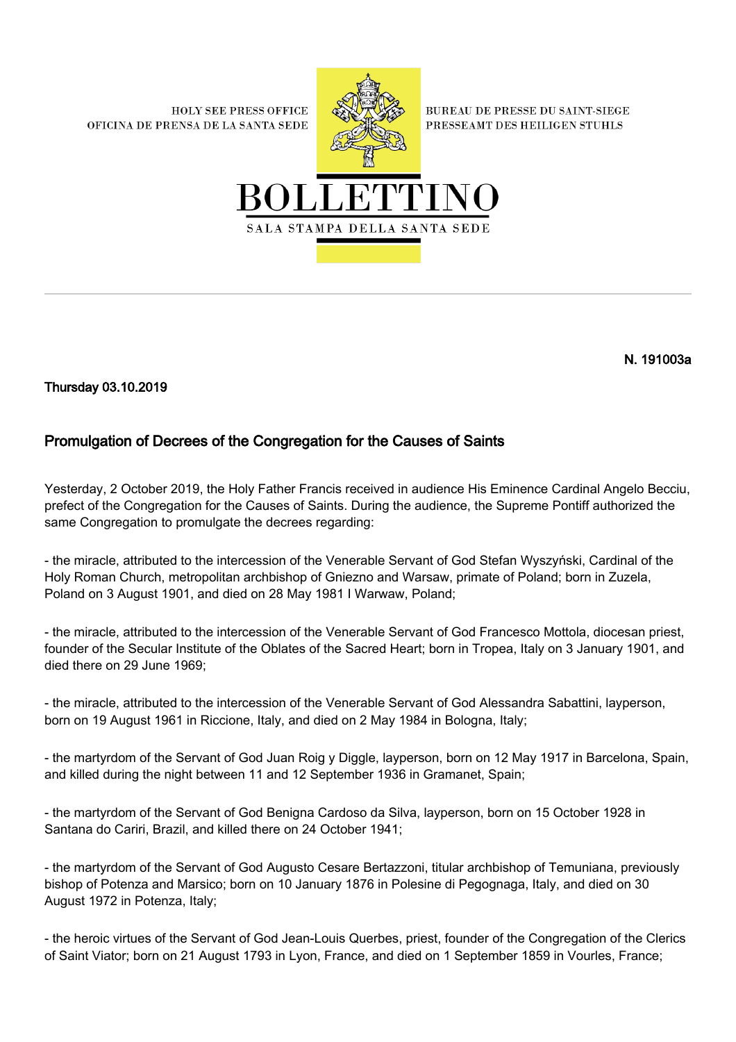HOLY SEE PRESS OFFICE
OFICINA DE PRENSA DE LA SANTA SEDE

BUREAU DE PRESSE DU SAINT-SIEGE
PRESSEAMT DES HEILIGEN STUHLS

# BOLLETTINO

SALA STAMPA DELLA SANTA SEDE

**N. 191003a**

**Thursday 03.10.2019**

## Promulgation of Decrees of the Congregation for the Causes of Saints

Yesterday, 2 October 2019, the Holy Father Francis received in audience His Eminence Cardinal Angelo Becciu, prefect of the Congregation for the Causes of Saints. During the audience, the Supreme Pontiff authorized the same Congregation to promulgate the decrees regarding:

- the miracle, attributed to the intercession of the Venerable Servant of God Stefan Wyszyński, Cardinal of the Holy Roman Church, metropolitan archbishop of Gniezno and Warsaw, primate of Poland; born in Zuzela, Poland on 3 August 1901, and died on 28 May 1981 I Warwaw, Poland;

- the miracle, attributed to the intercession of the Venerable Servant of God Francesco Mottola, diocesan priest, founder of the Secular Institute of the Oblates of the Sacred Heart; born in Tropea, Italy on 3 January 1901, and died there on 29 June 1969;

- the miracle, attributed to the intercession of the Venerable Servant of God Alessandra Sabattini, layperson, born on 19 August 1961 in Riccione, Italy, and died on 2 May 1984 in Bologna, Italy;

- the martyrdom of the Servant of God Juan Roig y Diggle, layperson, born on 12 May 1917 in Barcelona, Spain, and killed during the night between 11 and 12 September 1936 in Gramanet, Spain;

- the martyrdom of the Servant of God Benigna Cardoso da Silva, layperson, born on 15 October 1928 in Santana do Cariri, Brazil, and killed there on 24 October 1941;

- the martyrdom of the Servant of God Augusto Cesare Bertazzoni, titular archbishop of Temuniana, previously bishop of Potenza and Marsico; born on 10 January 1876 in Polesine di Pegognaga, Italy, and died on 30 August 1972 in Potenza, Italy;

- the heroic virtues of the Servant of God Jean-Louis Querbes, priest, founder of the Congregation of the Clerics of Saint Viator; born on 21 August 1793 in Lyon, France, and died on 1 September 1859 in Vourles, France;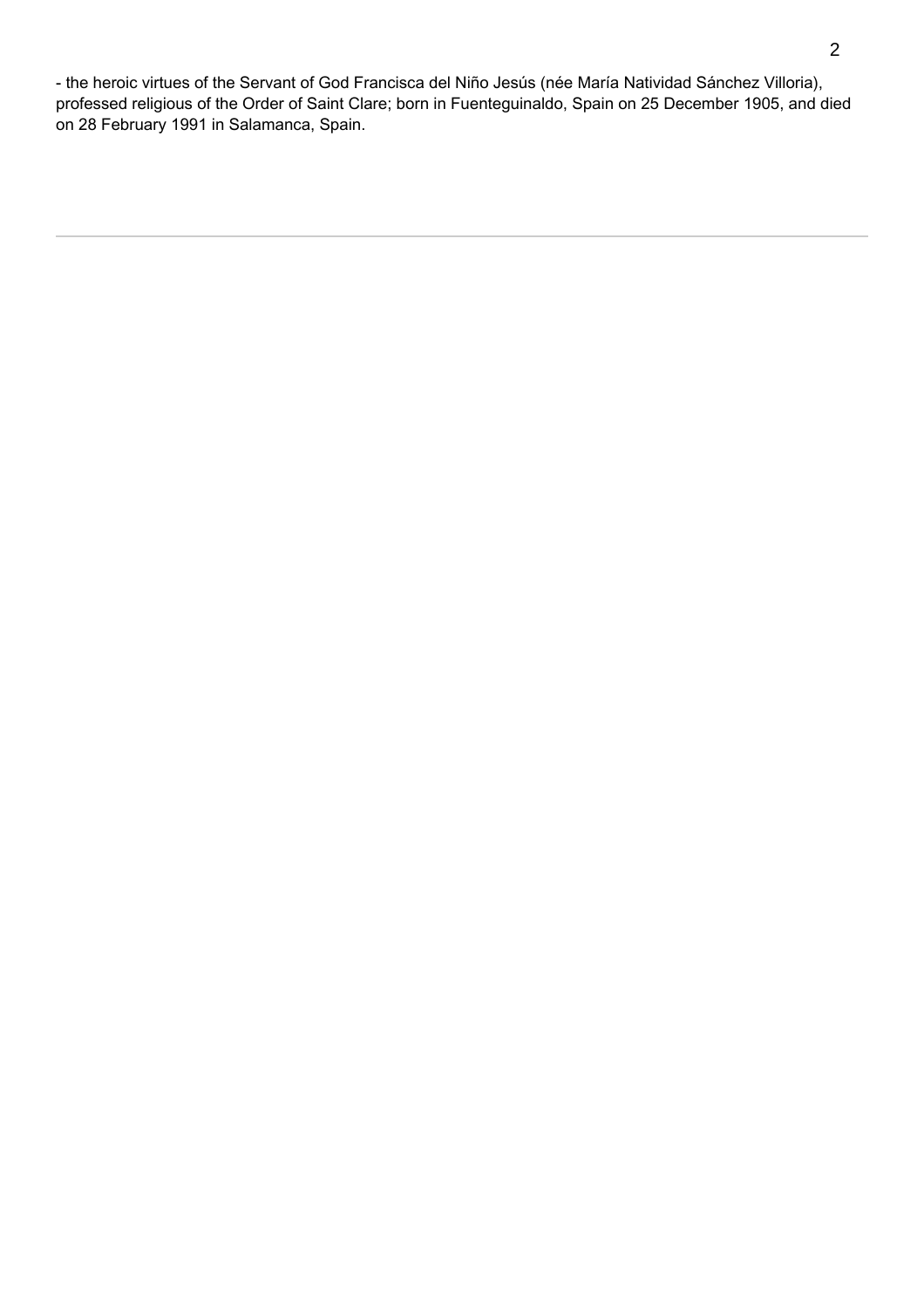- the heroic virtues of the Servant of God Francisca del Niño Jesús (née María Natividad Sánchez Villoria), professed religious of the Order of Saint Clare; born in Fuenteguinaldo, Spain on 25 December 1905, and died on 28 February 1991 in Salamanca, Spain.

---